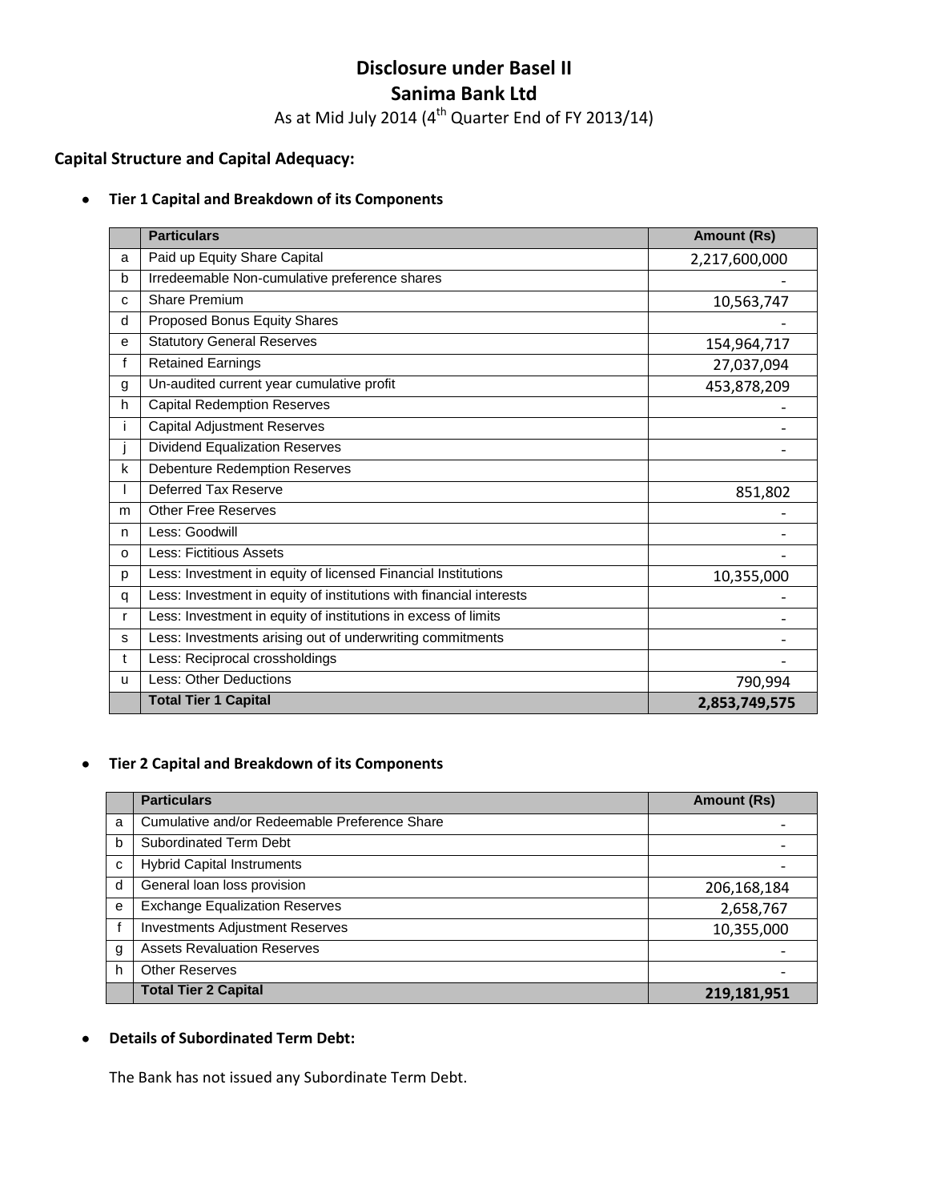# Disclosure under Basel II

# Sanima Bank Ltd

As at Mid July 2014 (4th Quarter End of FY 2013/14)

## Capital Structure and Capital Adequacy:

- **Tier 1 Capital and Breakdown of its Components**

| | Particulars | Amount (Rs) |
|---|---|---|
| a | Paid up Equity Share Capital | 2,217,600,000 |
| b | Irredeemable Non-cumulative preference shares | - |
| c | Share Premium | 10,563,747 |
| d | Proposed Bonus Equity Shares | - |
| e | Statutory General Reserves | 154,964,717 |
| f | Retained Earnings | 27,037,094 |
| g | Un-audited current year cumulative profit | 453,878,209 |
| h | Capital Redemption Reserves | - |
| i | Capital Adjustment Reserves | - |
| j | Dividend Equalization Reserves | - |
| k | Debenture Redemption Reserves | |
| l | Deferred Tax Reserve | 851,802 |
| m | Other Free Reserves | - |
| n | Less: Goodwill | - |
| o | Less: Fictitious Assets | - |
| p | Less: Investment in equity of licensed Financial Institutions | 10,355,000 |
| q | Less: Investment in equity of institutions with financial interests | - |
| r | Less: Investment in equity of institutions in excess of limits | - |
| s | Less: Investments arising out of underwriting commitments | - |
| t | Less: Reciprocal crossholdings | - |
| u | Less: Other Deductions | 790,994 |
| | **Total Tier 1 Capital** | **2,853,749,575** |

- **Tier 2 Capital and Breakdown of its Components**

| | Particulars | Amount (Rs) |
|---|---|---|
| a | Cumulative and/or Redeemable Preference Share | - |
| b | Subordinated Term Debt | - |
| c | Hybrid Capital Instruments | - |
| d | General loan loss provision | 206,168,184 |
| e | Exchange Equalization Reserves | 2,658,767 |
| f | Investments Adjustment Reserves | 10,355,000 |
| g | Assets Revaluation Reserves | - |
| h | Other Reserves | - |
| | **Total Tier 2 Capital** | **219,181,951** |

- **Details of Subordinated Term Debt:**

The Bank has not issued any Subordinate Term Debt.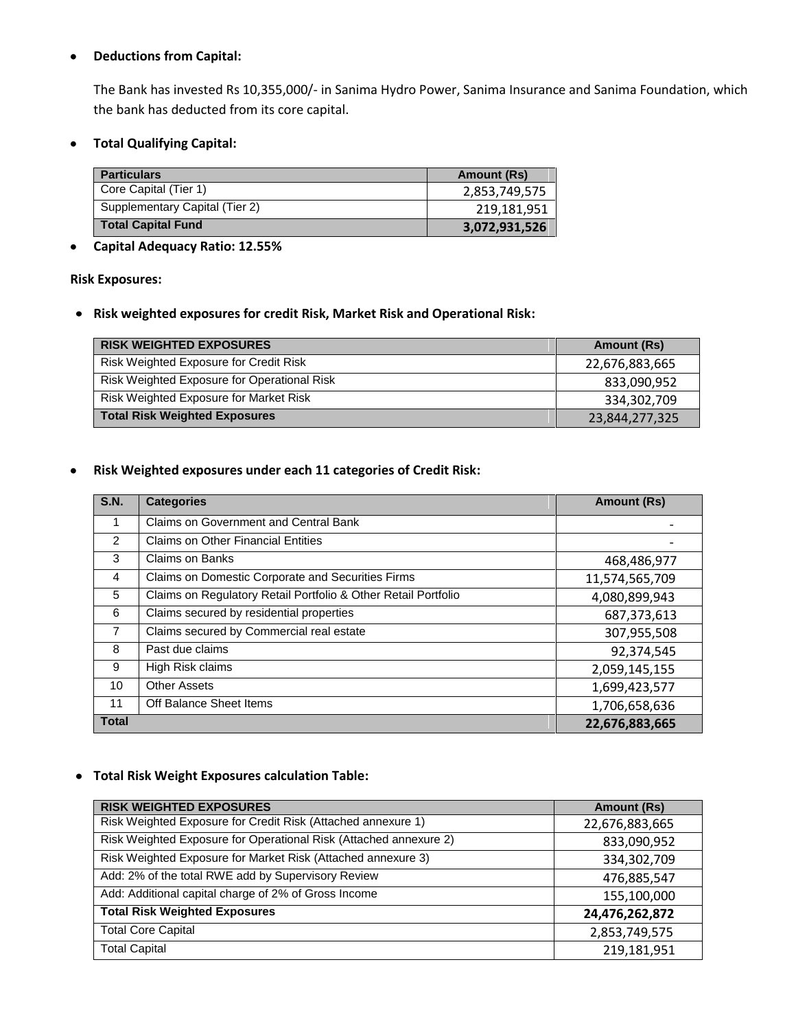- **Deductions from Capital:**

  The Bank has invested Rs 10,355,000/- in Sanima Hydro Power, Sanima Insurance and Sanima Foundation, which the bank has deducted from its core capital.

- **Total Qualifying Capital:**

| Particulars | Amount (Rs) |
|---|---|
| Core Capital (Tier 1) | 2,853,749,575 |
| Supplementary Capital (Tier 2) | 219,181,951 |
| **Total Capital Fund** | **3,072,931,526** |

- **Capital Adequacy Ratio: 12.55%**

**Risk Exposures:**

- **Risk weighted exposures for credit Risk, Market Risk and Operational Risk:**

| RISK WEIGHTED EXPOSURES | Amount (Rs) |
|---|---|
| Risk Weighted Exposure for Credit Risk | 22,676,883,665 |
| Risk Weighted Exposure for Operational Risk | 833,090,952 |
| Risk Weighted Exposure for Market Risk | 334,302,709 |
| **Total Risk Weighted Exposures** | 23,844,277,325 |

- **Risk Weighted exposures under each 11 categories of Credit Risk:**

| S.N. | Categories | Amount (Rs) |
|---|---|---|
| 1 | Claims on Government and Central Bank | - |
| 2 | Claims on Other Financial Entities | - |
| 3 | Claims on Banks | 468,486,977 |
| 4 | Claims on Domestic Corporate and Securities Firms | 11,574,565,709 |
| 5 | Claims on Regulatory Retail Portfolio & Other Retail Portfolio | 4,080,899,943 |
| 6 | Claims secured by residential properties | 687,373,613 |
| 7 | Claims secured by Commercial real estate | 307,955,508 |
| 8 | Past due claims | 92,374,545 |
| 9 | High Risk claims | 2,059,145,155 |
| 10 | Other Assets | 1,699,423,577 |
| 11 | Off Balance Sheet Items | 1,706,658,636 |
| **Total** | | **22,676,883,665** |

- **Total Risk Weight Exposures calculation Table:**

| RISK WEIGHTED EXPOSURES | Amount (Rs) |
|---|---|
| Risk Weighted Exposure for Credit Risk (Attached annexure 1) | 22,676,883,665 |
| Risk Weighted Exposure for Operational Risk (Attached annexure 2) | 833,090,952 |
| Risk Weighted Exposure for Market Risk (Attached annexure 3) | 334,302,709 |
| Add: 2% of the total RWE add by Supervisory Review | 476,885,547 |
| Add: Additional capital charge of 2% of Gross Income | 155,100,000 |
| **Total Risk Weighted Exposures** | **24,476,262,872** |
| Total Core Capital | 2,853,749,575 |
| Total Capital | 219,181,951 |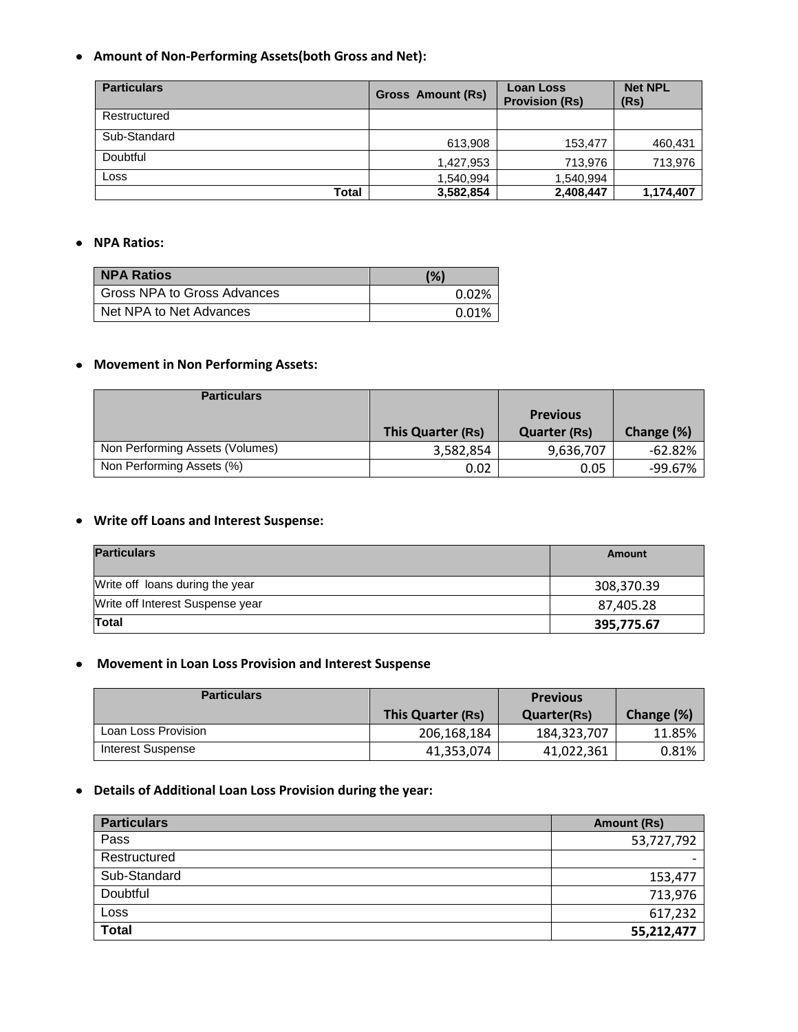- **Amount of Non-Performing Assets(both Gross and Net):**

| Particulars | Gross Amount (Rs) | Loan Loss Provision (Rs) | Net NPL (Rs) |
|---|---|---|---|
| Restructured | | | |
| Sub-Standard | 613,908 | 153,477 | 460,431 |
| Doubtful | 1,427,953 | 713,976 | 713,976 |
| Loss | 1,540,994 | 1,540,994 | |
| **Total** | **3,582,854** | **2,408,447** | **1,174,407** |

- **NPA Ratios:**

| NPA Ratios | (%) |
|---|---|
| Gross NPA to Gross Advances | 0.02% |
| Net NPA to Net Advances | 0.01% |

- **Movement in Non Performing Assets:**

| Particulars | This Quarter (Rs) | Previous Quarter (Rs) | Change (%) |
|---|---|---|---|
| Non Performing Assets (Volumes) | 3,582,854 | 9,636,707 | -62.82% |
| Non Performing Assets (%) | 0.02 | 0.05 | -99.67% |

- **Write off Loans and Interest Suspense:**

| Particulars | Amount |
|---|---|
| Write off loans during the year | 308,370.39 |
| Write off Interest Suspense year | 87,405.28 |
| **Total** | **395,775.67** |

- **Movement in Loan Loss Provision and Interest Suspense**

| Particulars | This Quarter (Rs) | Previous Quarter(Rs) | Change (%) |
|---|---|---|---|
| Loan Loss Provision | 206,168,184 | 184,323,707 | 11.85% |
| Interest Suspense | 41,353,074 | 41,022,361 | 0.81% |

- **Details of Additional Loan Loss Provision during the year:**

| Particulars | Amount (Rs) |
|---|---|
| Pass | 53,727,792 |
| Restructured | - |
| Sub-Standard | 153,477 |
| Doubtful | 713,976 |
| Loss | 617,232 |
| **Total** | **55,212,477** |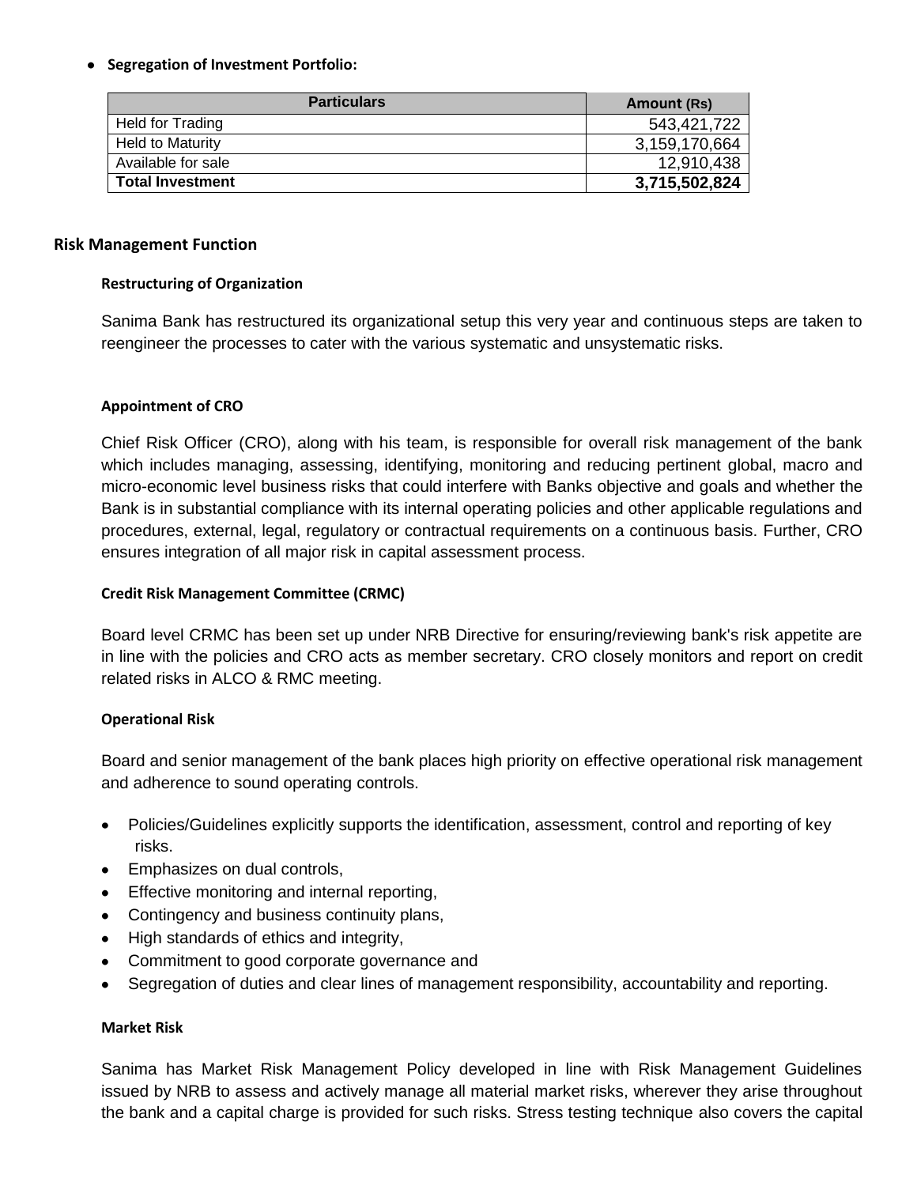- **Segregation of Investment Portfolio:**

| Particulars | Amount (Rs) |
|---|---|
| Held for Trading | 543,421,722 |
| Held to Maturity | 3,159,170,664 |
| Available for sale | 12,910,438 |
| **Total Investment** | **3,715,502,824** |

## Risk Management Function

### Restructuring of Organization

Sanima Bank has restructured its organizational setup this very year and continuous steps are taken to reengineer the processes to cater with the various systematic and unsystematic risks.

### Appointment of CRO

Chief Risk Officer (CRO), along with his team, is responsible for overall risk management of the bank which includes managing, assessing, identifying, monitoring and reducing pertinent global, macro and micro-economic level business risks that could interfere with Banks objective and goals and whether the Bank is in substantial compliance with its internal operating policies and other applicable regulations and procedures, external, legal, regulatory or contractual requirements on a continuous basis. Further, CRO ensures integration of all major risk in capital assessment process.

### Credit Risk Management Committee (CRMC)

Board level CRMC has been set up under NRB Directive for ensuring/reviewing bank's risk appetite are in line with the policies and CRO acts as member secretary. CRO closely monitors and report on credit related risks in ALCO & RMC meeting.

### Operational Risk

Board and senior management of the bank places high priority on effective operational risk management and adherence to sound operating controls.

- Policies/Guidelines explicitly supports the identification, assessment, control and reporting of key risks.
- Emphasizes on dual controls,
- Effective monitoring and internal reporting,
- Contingency and business continuity plans,
- High standards of ethics and integrity,
- Commitment to good corporate governance and
- Segregation of duties and clear lines of management responsibility, accountability and reporting.

### Market Risk

Sanima has Market Risk Management Policy developed in line with Risk Management Guidelines issued by NRB to assess and actively manage all material market risks, wherever they arise throughout the bank and a capital charge is provided for such risks. Stress testing technique also covers the capital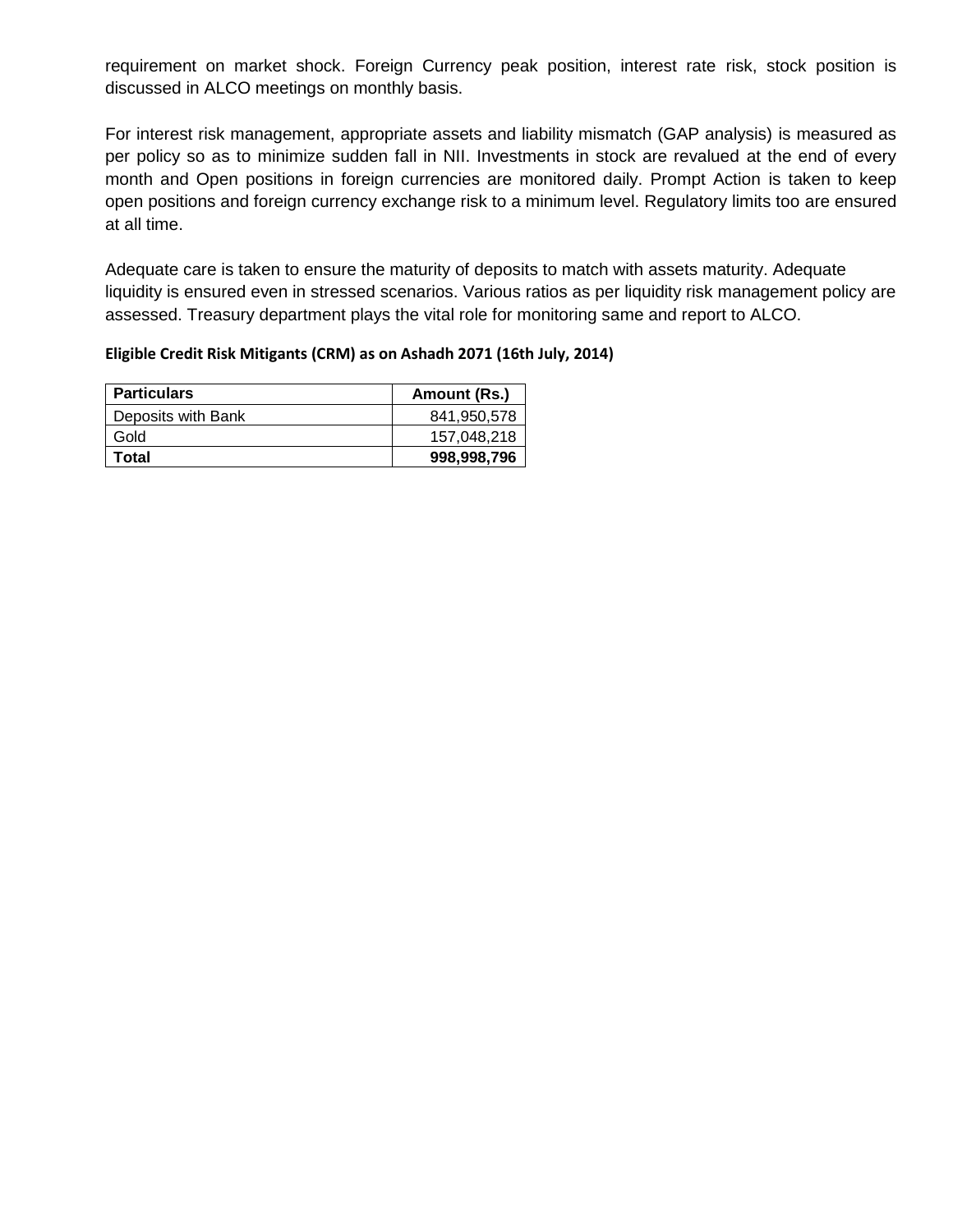requirement on market shock. Foreign Currency peak position, interest rate risk, stock position is discussed in ALCO meetings on monthly basis.

For interest risk management, appropriate assets and liability mismatch (GAP analysis) is measured as per policy so as to minimize sudden fall in NII. Investments in stock are revalued at the end of every month and Open positions in foreign currencies are monitored daily. Prompt Action is taken to keep open positions and foreign currency exchange risk to a minimum level. Regulatory limits too are ensured at all time.

Adequate care is taken to ensure the maturity of deposits to match with assets maturity. Adequate liquidity is ensured even in stressed scenarios. Various ratios as per liquidity risk management policy are assessed. Treasury department plays the vital role for monitoring same and report to ALCO.

**Eligible Credit Risk Mitigants (CRM) as on Ashadh 2071 (16th July, 2014)**

| Particulars | Amount (Rs.) |
|---|---|
| Deposits with Bank | 841,950,578 |
| Gold | 157,048,218 |
| **Total** | **998,998,796** |